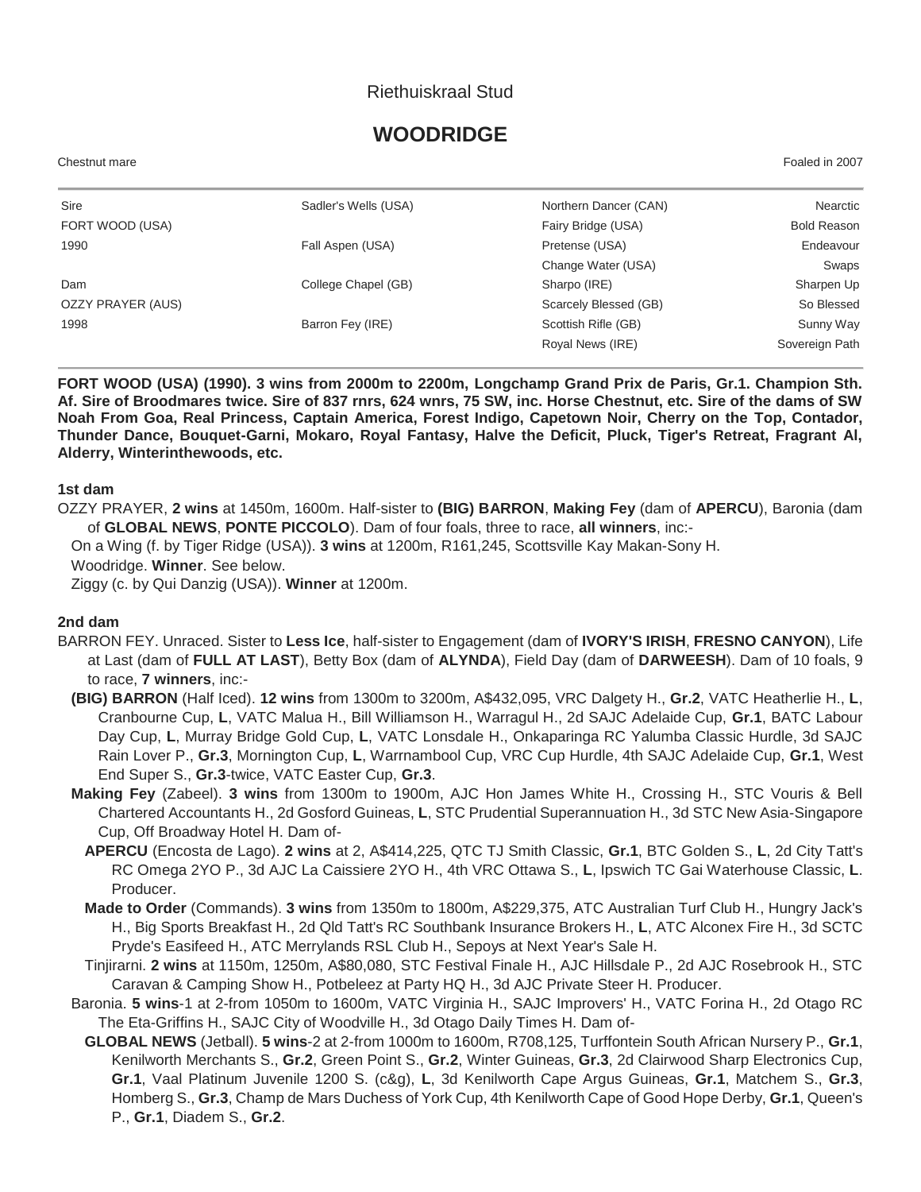Riethuiskraal Stud

# WOODRIDGE

Chestnut mare Foaled in 2007

| | | | |
|---|---|---|---|
| Sire | Sadler's Wells (USA) | Northern Dancer (CAN) | Nearctic |
| FORT WOOD (USA) | | Fairy Bridge (USA) | Bold Reason |
| 1990 | Fall Aspen (USA) | Pretense (USA) | Endeavour |
| | | Change Water (USA) | Swaps |
| Dam | College Chapel (GB) | Sharpo (IRE) | Sharpen Up |
| OZZY PRAYER (AUS) | | Scarcely Blessed (GB) | So Blessed |
| 1998 | Barron Fey (IRE) | Scottish Rifle (GB) | Sunny Way |
| | | Royal News (IRE) | Sovereign Path |

**FORT WOOD (USA) (1990). 3 wins from 2000m to 2200m, Longchamp Grand Prix de Paris, Gr.1. Champion Sth. Af. Sire of Broodmares twice. Sire of 837 rnrs, 624 wnrs, 75 SW, inc. Horse Chestnut, etc. Sire of the dams of SW Noah From Goa, Real Princess, Captain America, Forest Indigo, Capetown Noir, Cherry on the Top, Contador, Thunder Dance, Bouquet-Garni, Mokaro, Royal Fantasy, Halve the Deficit, Pluck, Tiger's Retreat, Fragrant Al, Alderry, Winterinthewoods, etc.**

### 1st dam

OZZY PRAYER, **2 wins** at 1450m, 1600m. Half-sister to **(BIG) BARRON**, **Making Fey** (dam of **APERCU**), Baronia (dam of **GLOBAL NEWS**, **PONTE PICCOLO**). Dam of four foals, three to race, **all winners**, inc:-

On a Wing (f. by Tiger Ridge (USA)). **3 wins** at 1200m, R161,245, Scottsville Kay Makan-Sony H.

Woodridge. **Winner**. See below.

Ziggy (c. by Qui Danzig (USA)). **Winner** at 1200m.

### 2nd dam

BARRON FEY. Unraced. Sister to **Less Ice**, half-sister to Engagement (dam of **IVORY'S IRISH**, **FRESNO CANYON**), Life at Last (dam of **FULL AT LAST**), Betty Box (dam of **ALYNDA**), Field Day (dam of **DARWEESH**). Dam of 10 foals, 9 to race, **7 winners**, inc:-

**(BIG) BARRON** (Half Iced). **12 wins** from 1300m to 3200m, A$432,095, VRC Dalgety H., **Gr.2**, VATC Heatherlie H., **L**, Cranbourne Cup, **L**, VATC Malua H., Bill Williamson H., Warragul H., 2d SAJC Adelaide Cup, **Gr.1**, BATC Labour Day Cup, **L**, Murray Bridge Gold Cup, **L**, VATC Lonsdale H., Onkaparinga RC Yalumba Classic Hurdle, 3d SAJC Rain Lover P., **Gr.3**, Mornington Cup, **L**, Warrnambool Cup, VRC Cup Hurdle, 4th SAJC Adelaide Cup, **Gr.1**, West End Super S., **Gr.3**-twice, VATC Easter Cup, **Gr.3**.

**Making Fey** (Zabeel). **3 wins** from 1300m to 1900m, AJC Hon James White H., Crossing H., STC Vouris & Bell Chartered Accountants H., 2d Gosford Guineas, **L**, STC Prudential Superannuation H., 3d STC New Asia-Singapore Cup, Off Broadway Hotel H. Dam of-

**APERCU** (Encosta de Lago). **2 wins** at 2, A$414,225, QTC TJ Smith Classic, **Gr.1**, BTC Golden S., **L**, 2d City Tatt's RC Omega 2YO P., 3d AJC La Caissiere 2YO H., 4th VRC Ottawa S., **L**, Ipswich TC Gai Waterhouse Classic, **L**. Producer.

**Made to Order** (Commands). **3 wins** from 1350m to 1800m, A$229,375, ATC Australian Turf Club H., Hungry Jack's H., Big Sports Breakfast H., 2d Qld Tatt's RC Southbank Insurance Brokers H., **L**, ATC Alconex Fire H., 3d SCTC Pryde's Easifeed H., ATC Merrylands RSL Club H., Sepoys at Next Year's Sale H.

Tinjirarni. **2 wins** at 1150m, 1250m, A$80,080, STC Festival Finale H., AJC Hillsdale P., 2d AJC Rosebrook H., STC Caravan & Camping Show H., Potbeleez at Party HQ H., 3d AJC Private Steer H. Producer.

Baronia. **5 wins**-1 at 2-from 1050m to 1600m, VATC Virginia H., SAJC Improvers' H., VATC Forina H., 2d Otago RC The Eta-Griffins H., SAJC City of Woodville H., 3d Otago Daily Times H. Dam of-

**GLOBAL NEWS** (Jetball). **5 wins**-2 at 2-from 1000m to 1600m, R708,125, Turffontein South African Nursery P., **Gr.1**, Kenilworth Merchants S., **Gr.2**, Green Point S., **Gr.2**, Winter Guineas, **Gr.3**, 2d Clairwood Sharp Electronics Cup, **Gr.1**, Vaal Platinum Juvenile 1200 S. (c&g), **L**, 3d Kenilworth Cape Argus Guineas, **Gr.1**, Matchem S., **Gr.3**, Homberg S., **Gr.3**, Champ de Mars Duchess of York Cup, 4th Kenilworth Cape of Good Hope Derby, **Gr.1**, Queen's P., **Gr.1**, Diadem S., **Gr.2**.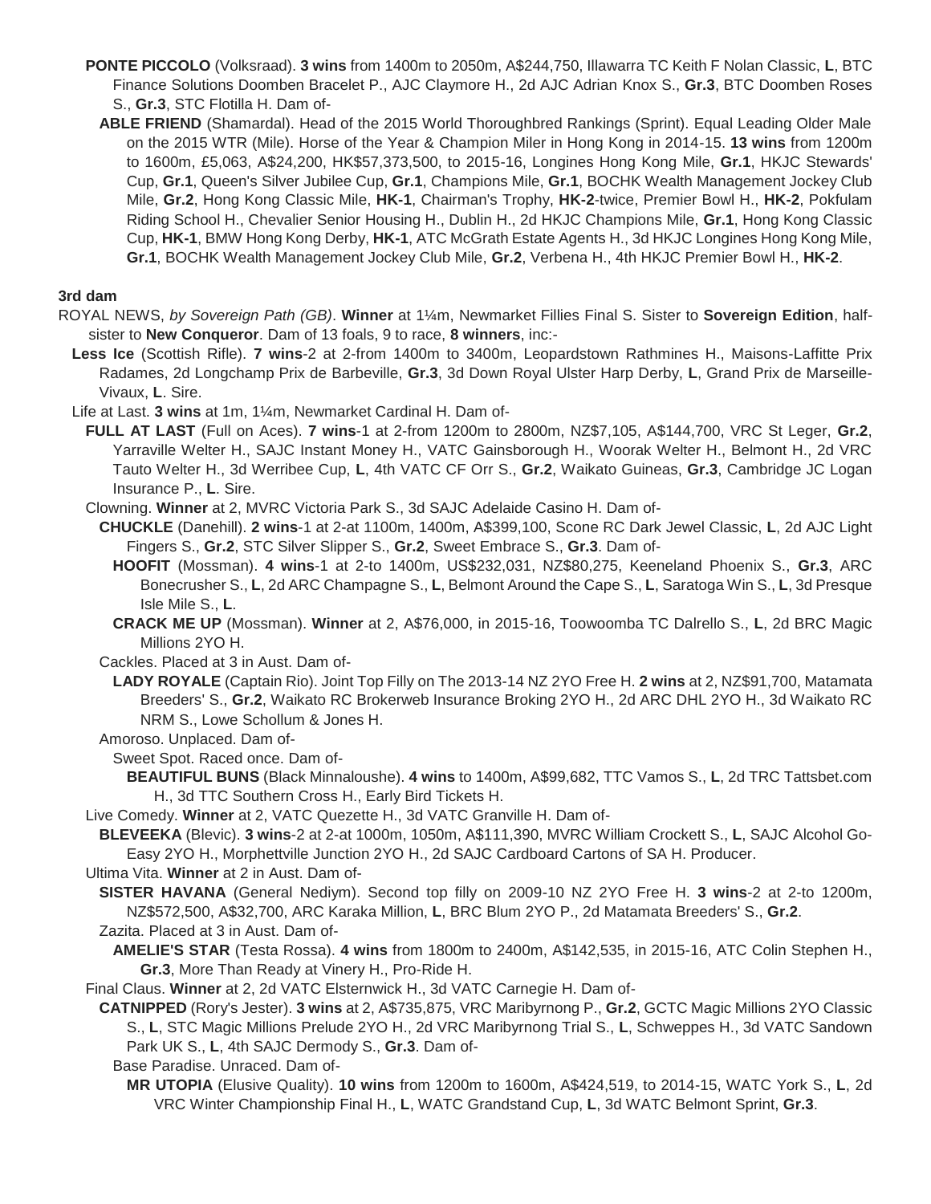**PONTE PICCOLO** (Volksraad). **3 wins** from 1400m to 2050m, A$244,750, Illawarra TC Keith F Nolan Classic, **L**, BTC Finance Solutions Doomben Bracelet P., AJC Claymore H., 2d AJC Adrian Knox S., **Gr.3**, BTC Doomben Roses S., **Gr.3**, STC Flotilla H. Dam of-

**ABLE FRIEND** (Shamardal). Head of the 2015 World Thoroughbred Rankings (Sprint). Equal Leading Older Male on the 2015 WTR (Mile). Horse of the Year & Champion Miler in Hong Kong in 2014-15. **13 wins** from 1200m to 1600m, £5,063, A$24,200, HK$57,373,500, to 2015-16, Longines Hong Kong Mile, **Gr.1**, HKJC Stewards' Cup, **Gr.1**, Queen's Silver Jubilee Cup, **Gr.1**, Champions Mile, **Gr.1**, BOCHK Wealth Management Jockey Club Mile, **Gr.2**, Hong Kong Classic Mile, **HK-1**, Chairman's Trophy, **HK-2**-twice, Premier Bowl H., **HK-2**, Pokfulam Riding School H., Chevalier Senior Housing H., Dublin H., 2d HKJC Champions Mile, **Gr.1**, Hong Kong Classic Cup, **HK-1**, BMW Hong Kong Derby, **HK-1**, ATC McGrath Estate Agents H., 3d HKJC Longines Hong Kong Mile, **Gr.1**, BOCHK Wealth Management Jockey Club Mile, **Gr.2**, Verbena H., 4th HKJC Premier Bowl H., **HK-2**.

### 3rd dam

ROYAL NEWS, *by Sovereign Path (GB)*. **Winner** at 1¼m, Newmarket Fillies Final S. Sister to **Sovereign Edition**, half-sister to **New Conqueror**. Dam of 13 foals, 9 to race, **8 winners**, inc:-

**Less Ice** (Scottish Rifle). **7 wins**-2 at 2-from 1400m to 3400m, Leopardstown Rathmines H., Maisons-Laffitte Prix Radames, 2d Longchamp Prix de Barbeville, **Gr.3**, 3d Down Royal Ulster Harp Derby, **L**, Grand Prix de Marseille-Vivaux, **L**. Sire.

Life at Last. **3 wins** at 1m, 1¼m, Newmarket Cardinal H. Dam of-

**FULL AT LAST** (Full on Aces). **7 wins**-1 at 2-from 1200m to 2800m, NZ$7,105, A$144,700, VRC St Leger, **Gr.2**, Yarraville Welter H., SAJC Instant Money H., VATC Gainsborough H., Woorak Welter H., Belmont H., 2d VRC Tauto Welter H., 3d Werribee Cup, **L**, 4th VATC CF Orr S., **Gr.2**, Waikato Guineas, **Gr.3**, Cambridge JC Logan Insurance P., **L**. Sire.

Clowning. **Winner** at 2, MVRC Victoria Park S., 3d SAJC Adelaide Casino H. Dam of-

**CHUCKLE** (Danehill). **2 wins**-1 at 2-at 1100m, 1400m, A$399,100, Scone RC Dark Jewel Classic, **L**, 2d AJC Light Fingers S., **Gr.2**, STC Silver Slipper S., **Gr.2**, Sweet Embrace S., **Gr.3**. Dam of-

**HOOFIT** (Mossman). **4 wins**-1 at 2-to 1400m, US$232,031, NZ$80,275, Keeneland Phoenix S., **Gr.3**, ARC Bonecrusher S., **L**, 2d ARC Champagne S., **L**, Belmont Around the Cape S., **L**, Saratoga Win S., **L**, 3d Presque Isle Mile S., **L**.

**CRACK ME UP** (Mossman). **Winner** at 2, A$76,000, in 2015-16, Toowoomba TC Dalrello S., **L**, 2d BRC Magic Millions 2YO H.

Cackles. Placed at 3 in Aust. Dam of-

**LADY ROYALE** (Captain Rio). Joint Top Filly on The 2013-14 NZ 2YO Free H. **2 wins** at 2, NZ$91,700, Matamata Breeders' S., **Gr.2**, Waikato RC Brokerweb Insurance Broking 2YO H., 2d ARC DHL 2YO H., 3d Waikato RC NRM S., Lowe Schollum & Jones H.

Amoroso. Unplaced. Dam of-

Sweet Spot. Raced once. Dam of-

**BEAUTIFUL BUNS** (Black Minnaloushe). **4 wins** to 1400m, A$99,682, TTC Vamos S., **L**, 2d TRC Tattsbet.com H., 3d TTC Southern Cross H., Early Bird Tickets H.

Live Comedy. **Winner** at 2, VATC Quezette H., 3d VATC Granville H. Dam of-

**BLEVEEKA** (Blevic). **3 wins**-2 at 2-at 1000m, 1050m, A$111,390, MVRC William Crockett S., **L**, SAJC Alcohol Go-Easy 2YO H., Morphettville Junction 2YO H., 2d SAJC Cardboard Cartons of SA H. Producer.

Ultima Vita. **Winner** at 2 in Aust. Dam of-

**SISTER HAVANA** (General Nediym). Second top filly on 2009-10 NZ 2YO Free H. **3 wins**-2 at 2-to 1200m, NZ$572,500, A$32,700, ARC Karaka Million, **L**, BRC Blum 2YO P., 2d Matamata Breeders' S., **Gr.2**.

Zazita. Placed at 3 in Aust. Dam of-

**AMELIE'S STAR** (Testa Rossa). **4 wins** from 1800m to 2400m, A$142,535, in 2015-16, ATC Colin Stephen H., **Gr.3**, More Than Ready at Vinery H., Pro-Ride H.

Final Claus. **Winner** at 2, 2d VATC Elsternwick H., 3d VATC Carnegie H. Dam of-

**CATNIPPED** (Rory's Jester). **3 wins** at 2, A$735,875, VRC Maribyrnong P., **Gr.2**, GCTC Magic Millions 2YO Classic S., **L**, STC Magic Millions Prelude 2YO H., 2d VRC Maribyrnong Trial S., **L**, Schweppes H., 3d VATC Sandown Park UK S., **L**, 4th SAJC Dermody S., **Gr.3**. Dam of-

Base Paradise. Unraced. Dam of-

**MR UTOPIA** (Elusive Quality). **10 wins** from 1200m to 1600m, A$424,519, to 2014-15, WATC York S., **L**, 2d VRC Winter Championship Final H., **L**, WATC Grandstand Cup, **L**, 3d WATC Belmont Sprint, **Gr.3**.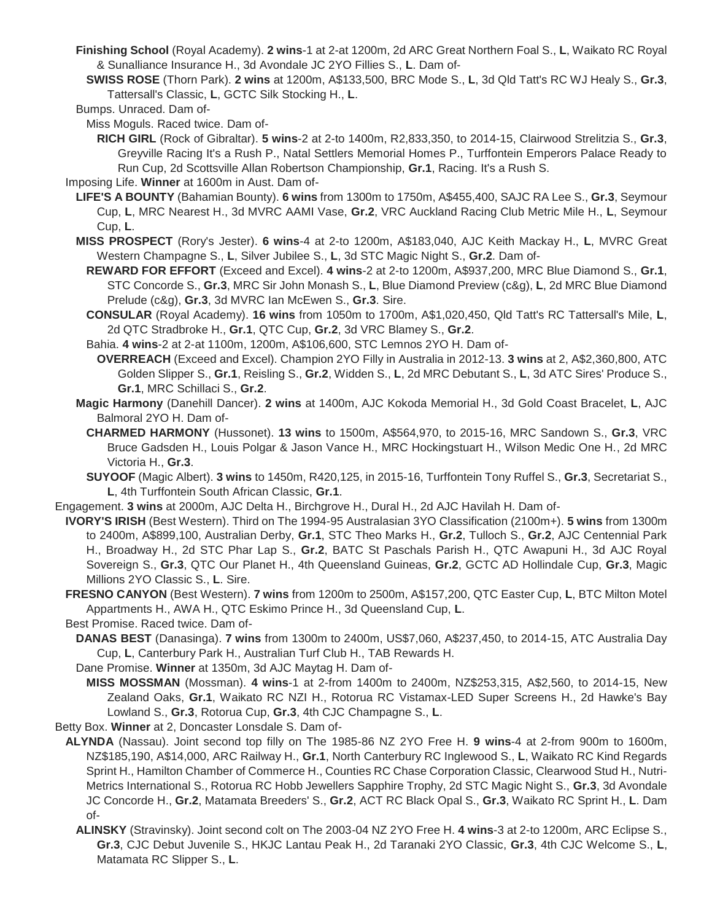**Finishing School** (Royal Academy). **2 wins**-1 at 2-at 1200m, 2d ARC Great Northern Foal S., **L**, Waikato RC Royal & Sunalliance Insurance H., 3d Avondale JC 2YO Fillies S., **L**. Dam of-

**SWISS ROSE** (Thorn Park). **2 wins** at 1200m, A$133,500, BRC Mode S., **L**, 3d Qld Tatt's RC WJ Healy S., **Gr.3**, Tattersall's Classic, **L**, GCTC Silk Stocking H., **L**.

Bumps. Unraced. Dam of-

Miss Moguls. Raced twice. Dam of-

**RICH GIRL** (Rock of Gibraltar). **5 wins**-2 at 2-to 1400m, R2,833,350, to 2014-15, Clairwood Strelitzia S., **Gr.3**, Greyville Racing It's a Rush P., Natal Settlers Memorial Homes P., Turffontein Emperors Palace Ready to Run Cup, 2d Scottsville Allan Robertson Championship, **Gr.1**, Racing. It's a Rush S.

Imposing Life. **Winner** at 1600m in Aust. Dam of-

**LIFE'S A BOUNTY** (Bahamian Bounty). **6 wins** from 1300m to 1750m, A$455,400, SAJC RA Lee S., **Gr.3**, Seymour Cup, **L**, MRC Nearest H., 3d MVRC AAMI Vase, **Gr.2**, VRC Auckland Racing Club Metric Mile H., **L**, Seymour Cup, **L**.

**MISS PROSPECT** (Rory's Jester). **6 wins**-4 at 2-to 1200m, A$183,040, AJC Keith Mackay H., **L**, MVRC Great Western Champagne S., **L**, Silver Jubilee S., **L**, 3d STC Magic Night S., **Gr.2**. Dam of-

**REWARD FOR EFFORT** (Exceed and Excel). **4 wins**-2 at 2-to 1200m, A$937,200, MRC Blue Diamond S., **Gr.1**, STC Concorde S., **Gr.3**, MRC Sir John Monash S., **L**, Blue Diamond Preview (c&g), **L**, 2d MRC Blue Diamond Prelude (c&g), **Gr.3**, 3d MVRC Ian McEwen S., **Gr.3**. Sire.

**CONSULAR** (Royal Academy). **16 wins** from 1050m to 1700m, A$1,020,450, Qld Tatt's RC Tattersall's Mile, **L**, 2d QTC Stradbroke H., **Gr.1**, QTC Cup, **Gr.2**, 3d VRC Blamey S., **Gr.2**.

Bahia. **4 wins**-2 at 2-at 1100m, 1200m, A$106,600, STC Lemnos 2YO H. Dam of-

**OVERREACH** (Exceed and Excel). Champion 2YO Filly in Australia in 2012-13. **3 wins** at 2, A$2,360,800, ATC Golden Slipper S., **Gr.1**, Reisling S., **Gr.2**, Widden S., **L**, 2d MRC Debutant S., **L**, 3d ATC Sires' Produce S., **Gr.1**, MRC Schillaci S., **Gr.2**.

**Magic Harmony** (Danehill Dancer). **2 wins** at 1400m, AJC Kokoda Memorial H., 3d Gold Coast Bracelet, **L**, AJC Balmoral 2YO H. Dam of-

**CHARMED HARMONY** (Hussonet). **13 wins** to 1500m, A$564,970, to 2015-16, MRC Sandown S., **Gr.3**, VRC Bruce Gadsden H., Louis Polgar & Jason Vance H., MRC Hockingstuart H., Wilson Medic One H., 2d MRC Victoria H., **Gr.3**.

**SUYOOF** (Magic Albert). **3 wins** to 1450m, R420,125, in 2015-16, Turffontein Tony Ruffel S., **Gr.3**, Secretariat S., **L**, 4th Turffontein South African Classic, **Gr.1**.

Engagement. **3 wins** at 2000m, AJC Delta H., Birchgrove H., Dural H., 2d AJC Havilah H. Dam of-

**IVORY'S IRISH** (Best Western). Third on The 1994-95 Australasian 3YO Classification (2100m+). **5 wins** from 1300m to 2400m, A$899,100, Australian Derby, **Gr.1**, STC Theo Marks H., **Gr.2**, Tulloch S., **Gr.2**, AJC Centennial Park H., Broadway H., 2d STC Phar Lap S., **Gr.2**, BATC St Paschals Parish H., QTC Awapuni H., 3d AJC Royal Sovereign S., **Gr.3**, QTC Our Planet H., 4th Queensland Guineas, **Gr.2**, GCTC AD Hollindale Cup, **Gr.3**, Magic Millions 2YO Classic S., **L**. Sire.

**FRESNO CANYON** (Best Western). **7 wins** from 1200m to 2500m, A$157,200, QTC Easter Cup, **L**, BTC Milton Motel Appartments H., AWA H., QTC Eskimo Prince H., 3d Queensland Cup, **L**.

Best Promise. Raced twice. Dam of-

**DANAS BEST** (Danasinga). **7 wins** from 1300m to 2400m, US$7,060, A$237,450, to 2014-15, ATC Australia Day Cup, **L**, Canterbury Park H., Australian Turf Club H., TAB Rewards H.

Dane Promise. **Winner** at 1350m, 3d AJC Maytag H. Dam of-

**MISS MOSSMAN** (Mossman). **4 wins**-1 at 2-from 1400m to 2400m, NZ$253,315, A$2,560, to 2014-15, New Zealand Oaks, **Gr.1**, Waikato RC NZI H., Rotorua RC Vistamax-LED Super Screens H., 2d Hawke's Bay Lowland S., **Gr.3**, Rotorua Cup, **Gr.3**, 4th CJC Champagne S., **L**.

Betty Box. **Winner** at 2, Doncaster Lonsdale S. Dam of-

**ALYNDA** (Nassau). Joint second top filly on The 1985-86 NZ 2YO Free H. **9 wins**-4 at 2-from 900m to 1600m, NZ$185,190, A$14,000, ARC Railway H., **Gr.1**, North Canterbury RC Inglewood S., **L**, Waikato RC Kind Regards Sprint H., Hamilton Chamber of Commerce H., Counties RC Chase Corporation Classic, Clearwood Stud H., Nutri-Metrics International S., Rotorua RC Hobb Jewellers Sapphire Trophy, 2d STC Magic Night S., **Gr.3**, 3d Avondale JC Concorde H., **Gr.2**, Matamata Breeders' S., **Gr.2**, ACT RC Black Opal S., **Gr.3**, Waikato RC Sprint H., **L**. Dam of-

**ALINSKY** (Stravinsky). Joint second colt on The 2003-04 NZ 2YO Free H. **4 wins**-3 at 2-to 1200m, ARC Eclipse S., **Gr.3**, CJC Debut Juvenile S., HKJC Lantau Peak H., 2d Taranaki 2YO Classic, **Gr.3**, 4th CJC Welcome S., **L**, Matamata RC Slipper S., **L**.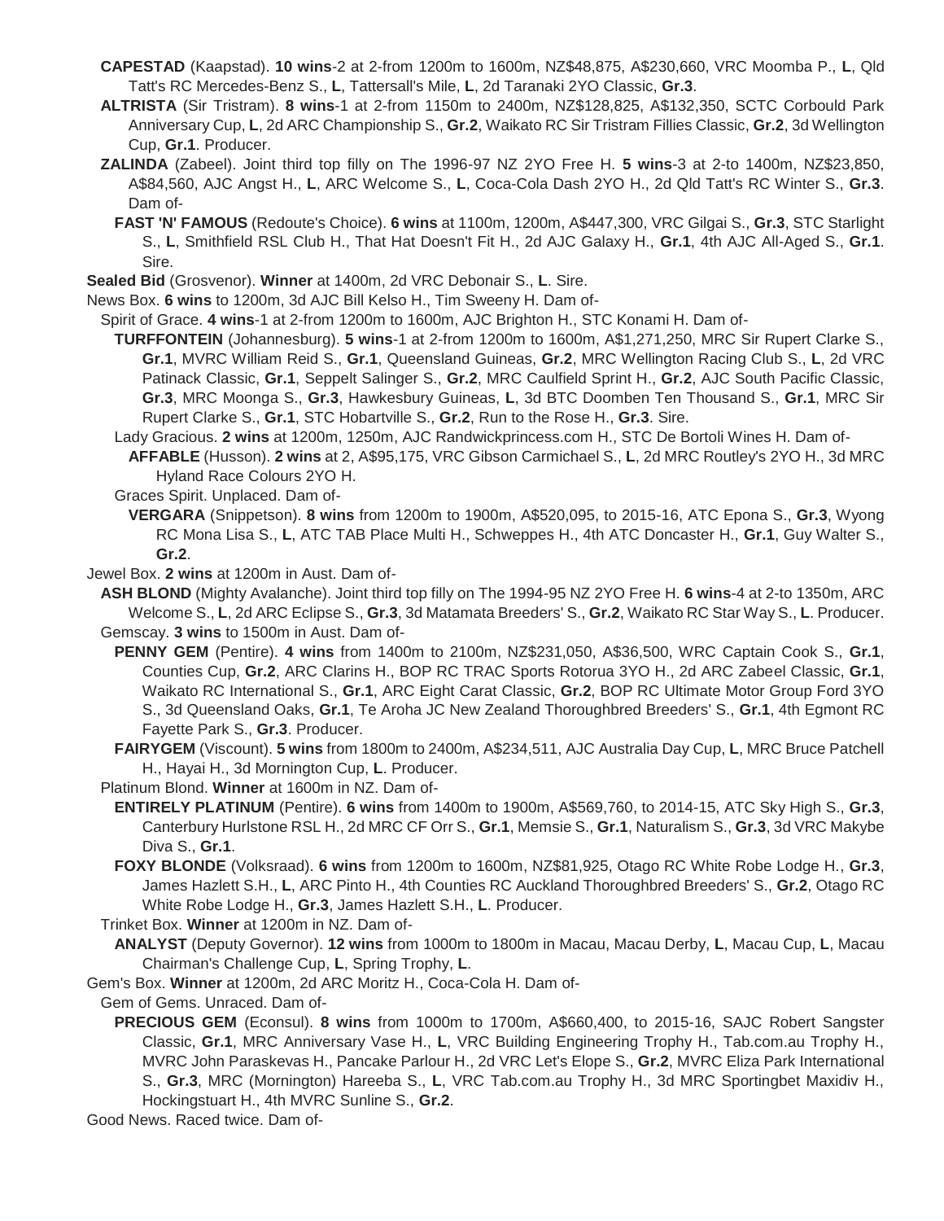**CAPESTAD** (Kaapstad). **10 wins**-2 at 2-from 1200m to 1600m, NZ$48,875, A$230,660, VRC Moomba P., **L**, Qld Tatt's RC Mercedes-Benz S., **L**, Tattersall's Mile, **L**, 2d Taranaki 2YO Classic, **Gr.3**.

**ALTRISTA** (Sir Tristram). **8 wins**-1 at 2-from 1150m to 2400m, NZ$128,825, A$132,350, SCTC Corbould Park Anniversary Cup, **L**, 2d ARC Championship S., **Gr.2**, Waikato RC Sir Tristram Fillies Classic, **Gr.2**, 3d Wellington Cup, **Gr.1**. Producer.

**ZALINDA** (Zabeel). Joint third top filly on The 1996-97 NZ 2YO Free H. **5 wins**-3 at 2-to 1400m, NZ$23,850, A$84,560, AJC Angst H., **L**, ARC Welcome S., **L**, Coca-Cola Dash 2YO H., 2d Qld Tatt's RC Winter S., **Gr.3**. Dam of-

**FAST 'N' FAMOUS** (Redoute's Choice). **6 wins** at 1100m, 1200m, A$447,300, VRC Gilgai S., **Gr.3**, STC Starlight S., **L**, Smithfield RSL Club H., That Hat Doesn't Fit H., 2d AJC Galaxy H., **Gr.1**, 4th AJC All-Aged S., **Gr.1**. Sire.

**Sealed Bid** (Grosvenor). **Winner** at 1400m, 2d VRC Debonair S., **L**. Sire.

News Box. **6 wins** to 1200m, 3d AJC Bill Kelso H., Tim Sweeny H. Dam of-

Spirit of Grace. **4 wins**-1 at 2-from 1200m to 1600m, AJC Brighton H., STC Konami H. Dam of-

**TURFFONTEIN** (Johannesburg). **5 wins**-1 at 2-from 1200m to 1600m, A$1,271,250, MRC Sir Rupert Clarke S., **Gr.1**, MVRC William Reid S., **Gr.1**, Queensland Guineas, **Gr.2**, MRC Wellington Racing Club S., **L**, 2d VRC Patinack Classic, **Gr.1**, Seppelt Salinger S., **Gr.2**, MRC Caulfield Sprint H., **Gr.2**, AJC South Pacific Classic, **Gr.3**, MRC Moonga S., **Gr.3**, Hawkesbury Guineas, **L**, 3d BTC Doomben Ten Thousand S., **Gr.1**, MRC Sir Rupert Clarke S., **Gr.1**, STC Hobartville S., **Gr.2**, Run to the Rose H., **Gr.3**. Sire.

Lady Gracious. **2 wins** at 1200m, 1250m, AJC Randwickprincess.com H., STC De Bortoli Wines H. Dam of-

**AFFABLE** (Husson). **2 wins** at 2, A$95,175, VRC Gibson Carmichael S., **L**, 2d MRC Routley's 2YO H., 3d MRC Hyland Race Colours 2YO H.

Graces Spirit. Unplaced. Dam of-

**VERGARA** (Snippetson). **8 wins** from 1200m to 1900m, A$520,095, to 2015-16, ATC Epona S., **Gr.3**, Wyong RC Mona Lisa S., **L**, ATC TAB Place Multi H., Schweppes H., 4th ATC Doncaster H., **Gr.1**, Guy Walter S., **Gr.2**.

Jewel Box. **2 wins** at 1200m in Aust. Dam of-

**ASH BLOND** (Mighty Avalanche). Joint third top filly on The 1994-95 NZ 2YO Free H. **6 wins**-4 at 2-to 1350m, ARC Welcome S., **L**, 2d ARC Eclipse S., **Gr.3**, 3d Matamata Breeders' S., **Gr.2**, Waikato RC Star Way S., **L**. Producer.

Gemscay. **3 wins** to 1500m in Aust. Dam of-

**PENNY GEM** (Pentire). **4 wins** from 1400m to 2100m, NZ$231,050, A$36,500, WRC Captain Cook S., **Gr.1**, Counties Cup, **Gr.2**, ARC Clarins H., BOP RC TRAC Sports Rotorua 3YO H., 2d ARC Zabeel Classic, **Gr.1**, Waikato RC International S., **Gr.1**, ARC Eight Carat Classic, **Gr.2**, BOP RC Ultimate Motor Group Ford 3YO S., 3d Queensland Oaks, **Gr.1**, Te Aroha JC New Zealand Thoroughbred Breeders' S., **Gr.1**, 4th Egmont RC Fayette Park S., **Gr.3**. Producer.

**FAIRYGEM** (Viscount). **5 wins** from 1800m to 2400m, A$234,511, AJC Australia Day Cup, **L**, MRC Bruce Patchell H., Hayai H., 3d Mornington Cup, **L**. Producer.

Platinum Blond. **Winner** at 1600m in NZ. Dam of-

**ENTIRELY PLATINUM** (Pentire). **6 wins** from 1400m to 1900m, A$569,760, to 2014-15, ATC Sky High S., **Gr.3**, Canterbury Hurlstone RSL H., 2d MRC CF Orr S., **Gr.1**, Memsie S., **Gr.1**, Naturalism S., **Gr.3**, 3d VRC Makybe Diva S., **Gr.1**.

**FOXY BLONDE** (Volksraad). **6 wins** from 1200m to 1600m, NZ$81,925, Otago RC White Robe Lodge H., **Gr.3**, James Hazlett S.H., **L**, ARC Pinto H., 4th Counties RC Auckland Thoroughbred Breeders' S., **Gr.2**, Otago RC White Robe Lodge H., **Gr.3**, James Hazlett S.H., **L**. Producer.

Trinket Box. **Winner** at 1200m in NZ. Dam of-

**ANALYST** (Deputy Governor). **12 wins** from 1000m to 1800m in Macau, Macau Derby, **L**, Macau Cup, **L**, Macau Chairman's Challenge Cup, **L**, Spring Trophy, **L**.

Gem's Box. **Winner** at 1200m, 2d ARC Moritz H., Coca-Cola H. Dam of-

Gem of Gems. Unraced. Dam of-

**PRECIOUS GEM** (Econsul). **8 wins** from 1000m to 1700m, A$660,400, to 2015-16, SAJC Robert Sangster Classic, **Gr.1**, MRC Anniversary Vase H., **L**, VRC Building Engineering Trophy H., Tab.com.au Trophy H., MVRC John Paraskevas H., Pancake Parlour H., 2d VRC Let's Elope S., **Gr.2**, MVRC Eliza Park International S., **Gr.3**, MRC (Mornington) Hareeba S., **L**, VRC Tab.com.au Trophy H., 3d MRC Sportingbet Maxidiv H., Hockingstuart H., 4th MVRC Sunline S., **Gr.2**.

Good News. Raced twice. Dam of-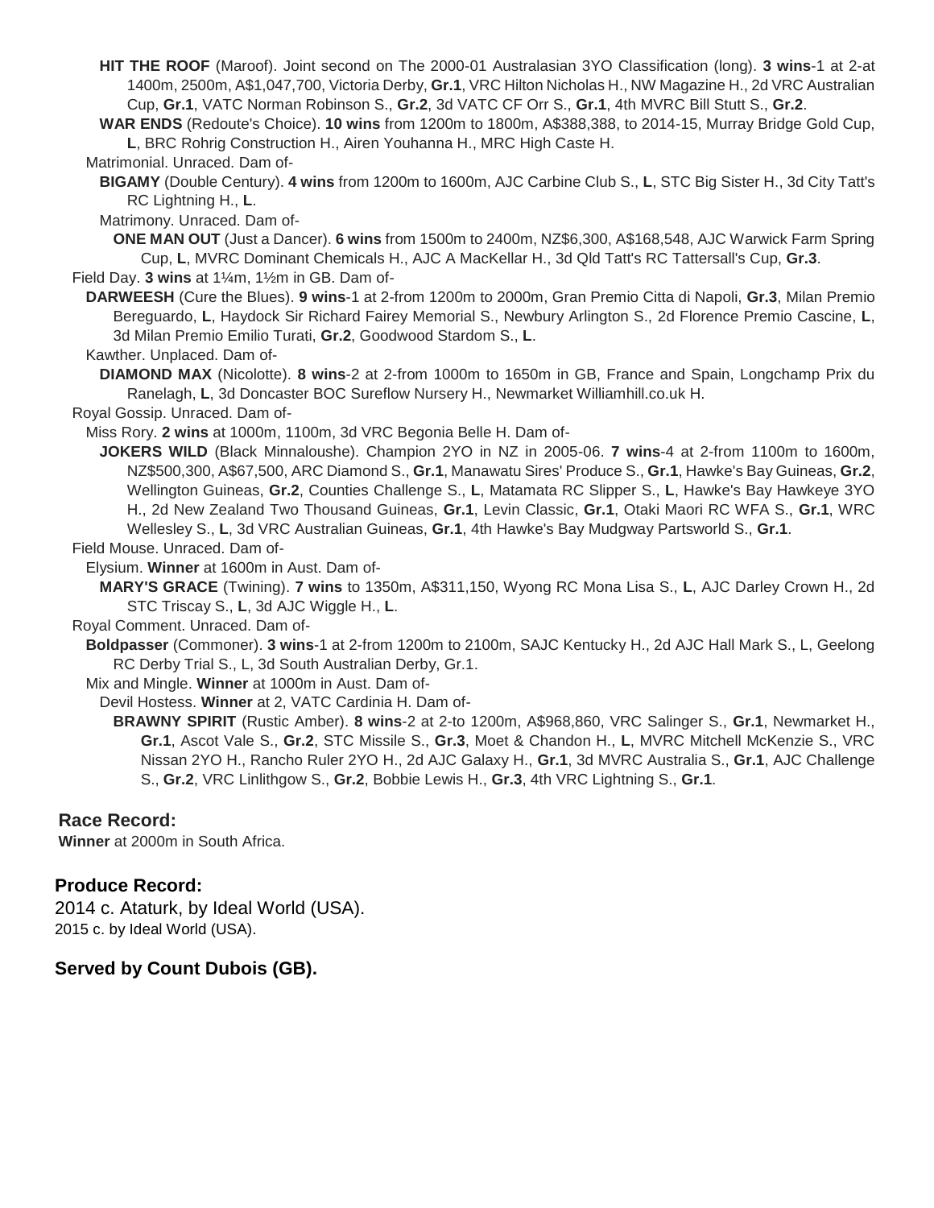**HIT THE ROOF** (Maroof). Joint second on The 2000-01 Australasian 3YO Classification (long). **3 wins**-1 at 2-at 1400m, 2500m, A$1,047,700, Victoria Derby, **Gr.1**, VRC Hilton Nicholas H., NW Magazine H., 2d VRC Australian Cup, **Gr.1**, VATC Norman Robinson S., **Gr.2**, 3d VATC CF Orr S., **Gr.1**, 4th MVRC Bill Stutt S., **Gr.2**.

**WAR ENDS** (Redoute's Choice). **10 wins** from 1200m to 1800m, A$388,388, to 2014-15, Murray Bridge Gold Cup, **L**, BRC Rohrig Construction H., Airen Youhanna H., MRC High Caste H.

Matrimonial. Unraced. Dam of-

**BIGAMY** (Double Century). **4 wins** from 1200m to 1600m, AJC Carbine Club S., **L**, STC Big Sister H., 3d City Tatt's RC Lightning H., **L**.

Matrimony. Unraced. Dam of-

**ONE MAN OUT** (Just a Dancer). **6 wins** from 1500m to 2400m, NZ$6,300, A$168,548, AJC Warwick Farm Spring Cup, **L**, MVRC Dominant Chemicals H., AJC A MacKellar H., 3d Qld Tatt's RC Tattersall's Cup, **Gr.3**.

Field Day. **3 wins** at 1¼m, 1½m in GB. Dam of-

**DARWEESH** (Cure the Blues). **9 wins**-1 at 2-from 1200m to 2000m, Gran Premio Citta di Napoli, **Gr.3**, Milan Premio Bereguardo, **L**, Haydock Sir Richard Fairey Memorial S., Newbury Arlington S., 2d Florence Premio Cascine, **L**, 3d Milan Premio Emilio Turati, **Gr.2**, Goodwood Stardom S., **L**.

Kawther. Unplaced. Dam of-

**DIAMOND MAX** (Nicolotte). **8 wins**-2 at 2-from 1000m to 1650m in GB, France and Spain, Longchamp Prix du Ranelagh, **L**, 3d Doncaster BOC Sureflow Nursery H., Newmarket Williamhill.co.uk H.

Royal Gossip. Unraced. Dam of-

Miss Rory. **2 wins** at 1000m, 1100m, 3d VRC Begonia Belle H. Dam of-

**JOKERS WILD** (Black Minnaloushe). Champion 2YO in NZ in 2005-06. **7 wins**-4 at 2-from 1100m to 1600m, NZ$500,300, A$67,500, ARC Diamond S., **Gr.1**, Manawatu Sires' Produce S., **Gr.1**, Hawke's Bay Guineas, **Gr.2**, Wellington Guineas, **Gr.2**, Counties Challenge S., **L**, Matamata RC Slipper S., **L**, Hawke's Bay Hawkeye 3YO H., 2d New Zealand Two Thousand Guineas, **Gr.1**, Levin Classic, **Gr.1**, Otaki Maori RC WFA S., **Gr.1**, WRC Wellesley S., **L**, 3d VRC Australian Guineas, **Gr.1**, 4th Hawke's Bay Mudgway Partsworld S., **Gr.1**.

Field Mouse. Unraced. Dam of-

Elysium. **Winner** at 1600m in Aust. Dam of-

**MARY'S GRACE** (Twining). **7 wins** to 1350m, A$311,150, Wyong RC Mona Lisa S., **L**, AJC Darley Crown H., 2d STC Triscay S., **L**, 3d AJC Wiggle H., **L**.

Royal Comment. Unraced. Dam of-

**Boldpasser** (Commoner). **3 wins**-1 at 2-from 1200m to 2100m, SAJC Kentucky H., 2d AJC Hall Mark S., L, Geelong RC Derby Trial S., L, 3d South Australian Derby, Gr.1.

Mix and Mingle. **Winner** at 1000m in Aust. Dam of-

Devil Hostess. **Winner** at 2, VATC Cardinia H. Dam of-

**BRAWNY SPIRIT** (Rustic Amber). **8 wins**-2 at 2-to 1200m, A$968,860, VRC Salinger S., **Gr.1**, Newmarket H., **Gr.1**, Ascot Vale S., **Gr.2**, STC Missile S., **Gr.3**, Moet & Chandon H., **L**, MVRC Mitchell McKenzie S., VRC Nissan 2YO H., Rancho Ruler 2YO H., 2d AJC Galaxy H., **Gr.1**, 3d MVRC Australia S., **Gr.1**, AJC Challenge S., **Gr.2**, VRC Linlithgow S., **Gr.2**, Bobbie Lewis H., **Gr.3**, 4th VRC Lightning S., **Gr.1**.

## Race Record:

**Winner** at 2000m in South Africa.

## Produce Record:

2014 c. Ataturk, by Ideal World (USA).
2015 c. by Ideal World (USA).

## Served by Count Dubois (GB).